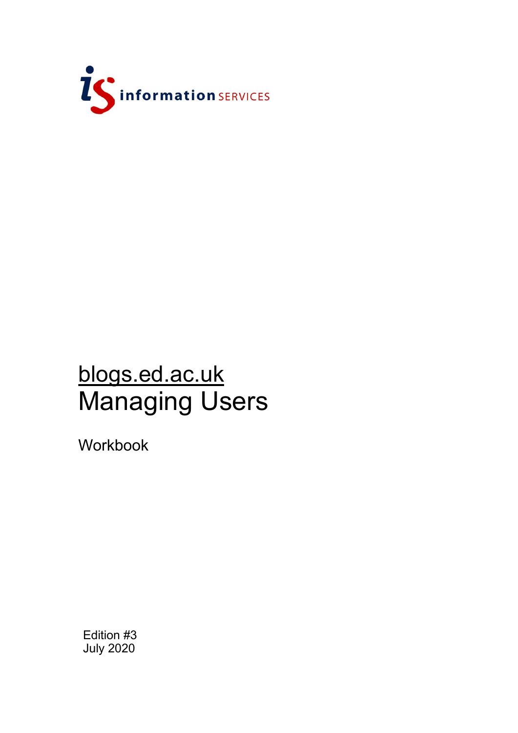information SERVICES

# blogs.ed.ac.uk
# Managing Users

Workbook

Edition #3
July 2020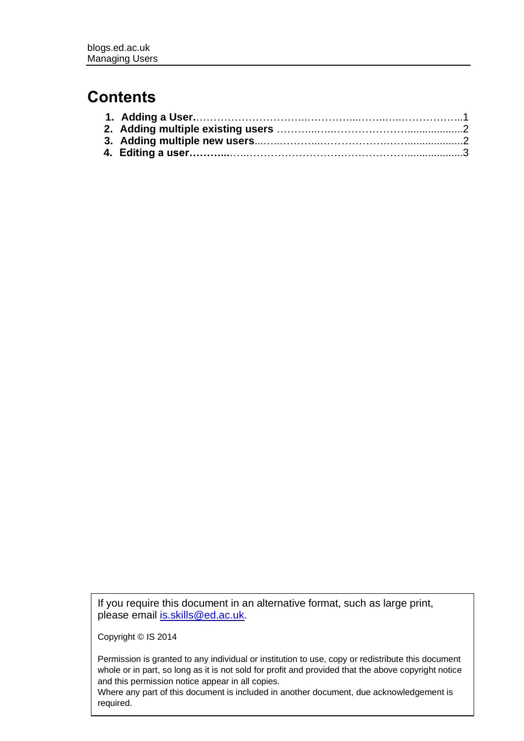# Contents

1. **Adding a User**……………………………..…………...……..…..……………..1
2. **Adding multiple existing users** ………...…..…………………….................2
3. **Adding multiple new users**...….…………..………………….…..................2
4. **Editing a user………...**…..……………………………………….....................3

If you require this document in an alternative format, such as large print, please email [is.skills@ed.ac.uk](mailto:is.skills@ed.ac.uk).

Copyright © IS 2014

Permission is granted to any individual or institution to use, copy or redistribute this document whole or in part, so long as it is not sold for profit and provided that the above copyright notice and this permission notice appear in all copies.
Where any part of this document is included in another document, due acknowledgement is required.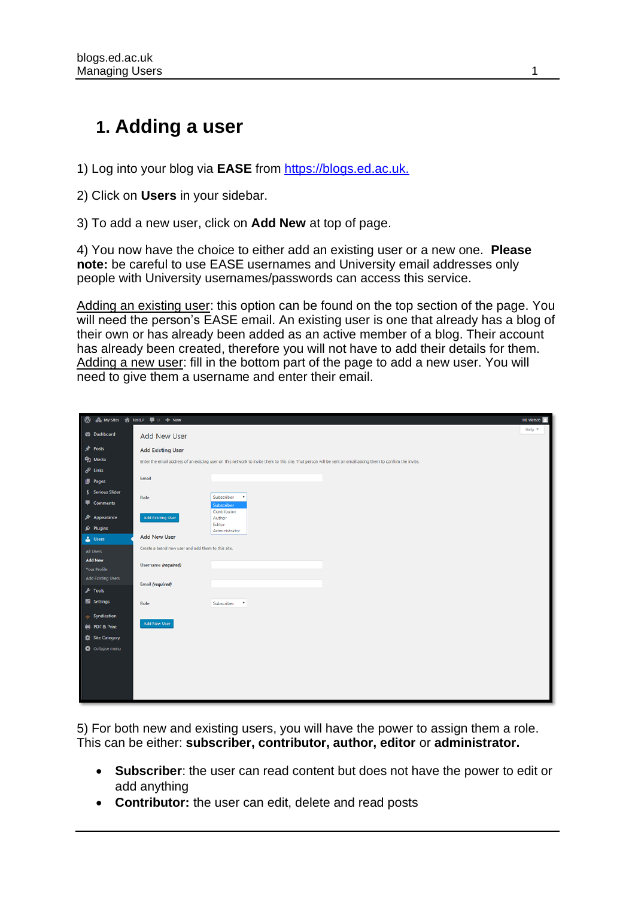# 1. Adding a user

1) Log into your blog via **EASE** from [https://blogs.ed.ac.uk.](https://blogs.ed.ac.uk)

2) Click on **Users** in your sidebar.

3) To add a new user, click on **Add New** at top of page.

4) You now have the choice to either add an existing user or a new one. **Please note:** be careful to use EASE usernames and University email addresses only people with University usernames/passwords can access this service.

Adding an existing user: this option can be found on the top section of the page. You will need the person's EASE email. An existing user is one that already has a blog of their own or has already been added as an active member of a blog. Their account has already been created, therefore you will not have to add their details for them. Adding a new user: fill in the bottom part of the page to add a new user. You will need to give them a username and enter their email.

5) For both new and existing users, you will have the power to assign them a role. This can be either: **subscriber, contributor, author, editor** or **administrator.**

- **Subscriber**: the user can read content but does not have the power to edit or add anything
- **Contributor:** the user can edit, delete and read posts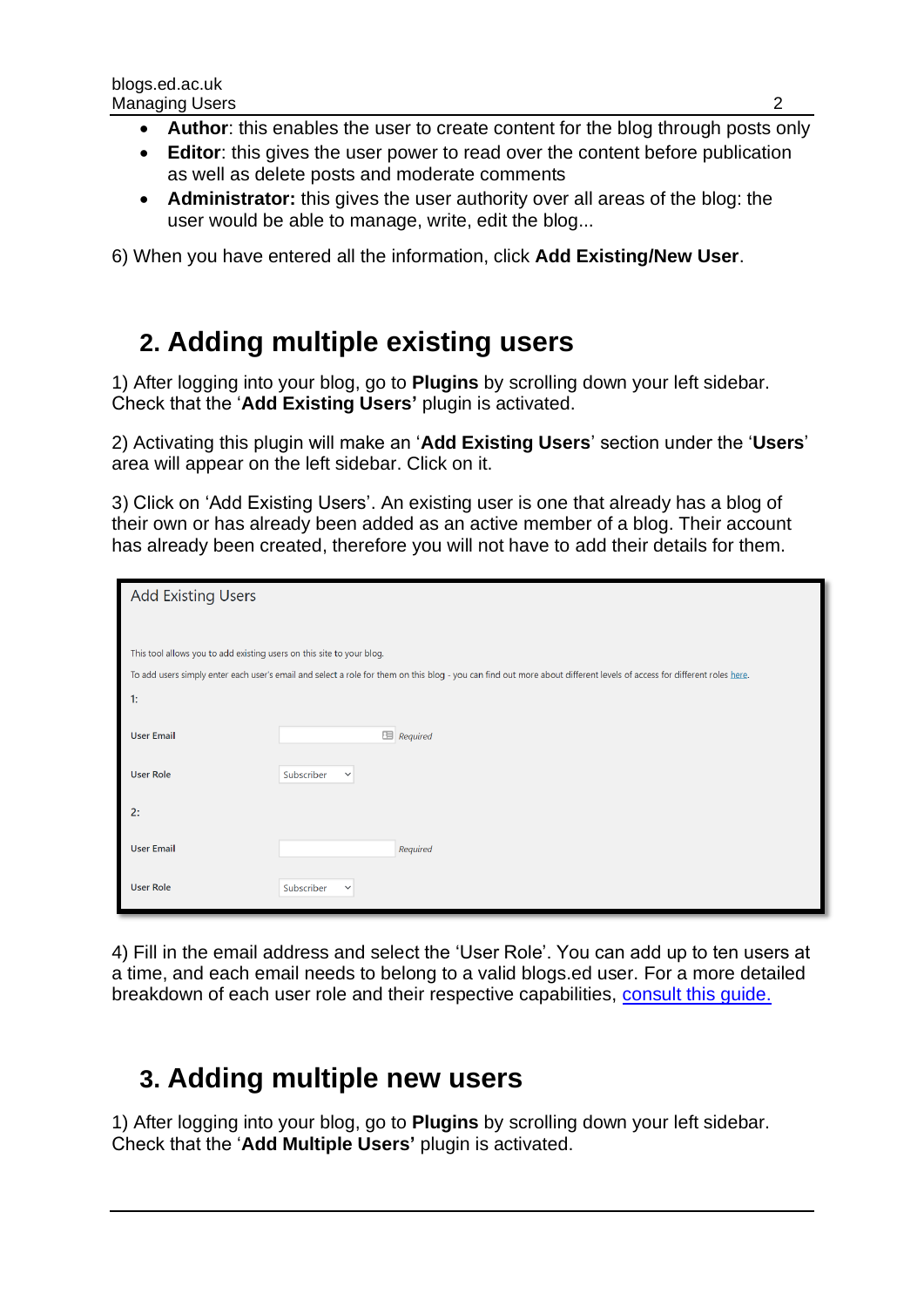- **Author**: this enables the user to create content for the blog through posts only
- **Editor**: this gives the user power to read over the content before publication as well as delete posts and moderate comments
- **Administrator:** this gives the user authority over all areas of the blog: the user would be able to manage, write, edit the blog...

6) When you have entered all the information, click **Add Existing/New User**.

## 2. Adding multiple existing users

1) After logging into your blog, go to **Plugins** by scrolling down your left sidebar. Check that the '**Add Existing Users'** plugin is activated.

2) Activating this plugin will make an '**Add Existing Users**' section under the '**Users**' area will appear on the left sidebar. Click on it.

3) Click on 'Add Existing Users'. An existing user is one that already has a blog of their own or has already been added as an active member of a blog. Their account has already been created, therefore you will not have to add their details for them.

4) Fill in the email address and select the 'User Role'. You can add up to ten users at a time, and each email needs to belong to a valid blogs.ed user. For a more detailed breakdown of each user role and their respective capabilities, consult this guide.

## 3. Adding multiple new users

1) After logging into your blog, go to **Plugins** by scrolling down your left sidebar. Check that the '**Add Multiple Users'** plugin is activated.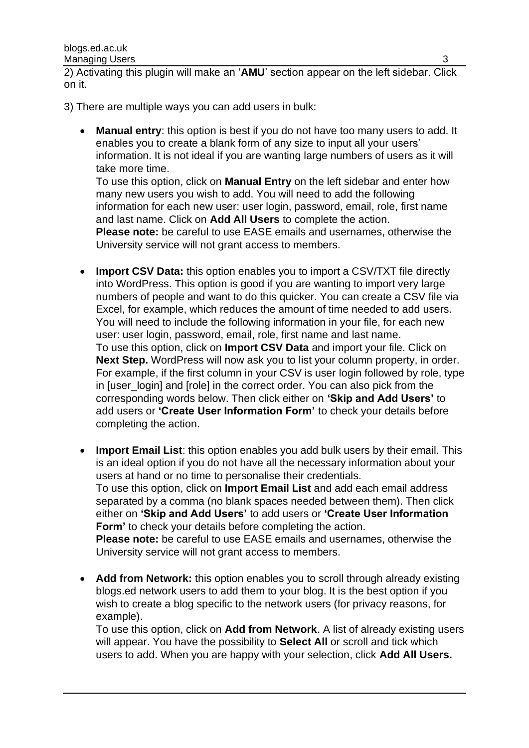2) Activating this plugin will make an '**AMU**' section appear on the left sidebar. Click on it.

3) There are multiple ways you can add users in bulk:

- **Manual entry**: this option is best if you do not have too many users to add. It enables you to create a blank form of any size to input all your users' information. It is not ideal if you are wanting large numbers of users as it will take more time.
  To use this option, click on **Manual Entry** on the left sidebar and enter how many new users you wish to add. You will need to add the following information for each new user: user login, password, email, role, first name and last name. Click on **Add All Users** to complete the action.
  **Please note:** be careful to use EASE emails and usernames, otherwise the University service will not grant access to members.

- **Import CSV Data:** this option enables you to import a CSV/TXT file directly into WordPress. This option is good if you are wanting to import very large numbers of people and want to do this quicker. You can create a CSV file via Excel, for example, which reduces the amount of time needed to add users. You will need to include the following information in your file, for each new user: user login, password, email, role, first name and last name.
  To use this option, click on **Import CSV Data** and import your file. Click on **Next Step.** WordPress will now ask you to list your column property, in order. For example, if the first column in your CSV is user login followed by role, type in [user_login] and [role] in the correct order. You can also pick from the corresponding words below. Then click either on **'Skip and Add Users'** to add users or **'Create User Information Form'** to check your details before completing the action.

- **Import Email List**: this option enables you add bulk users by their email. This is an ideal option if you do not have all the necessary information about your users at hand or no time to personalise their credentials.
  To use this option, click on **Import Email List** and add each email address separated by a comma (no blank spaces needed between them). Then click either on **'Skip and Add Users'** to add users or **'Create User Information Form'** to check your details before completing the action.
  **Please note:** be careful to use EASE emails and usernames, otherwise the University service will not grant access to members.

- **Add from Network:** this option enables you to scroll through already existing blogs.ed network users to add them to your blog. It is the best option if you wish to create a blog specific to the network users (for privacy reasons, for example).
  To use this option, click on **Add from Network**. A list of already existing users will appear. You have the possibility to **Select All** or scroll and tick which users to add. When you are happy with your selection, click **Add All Users.**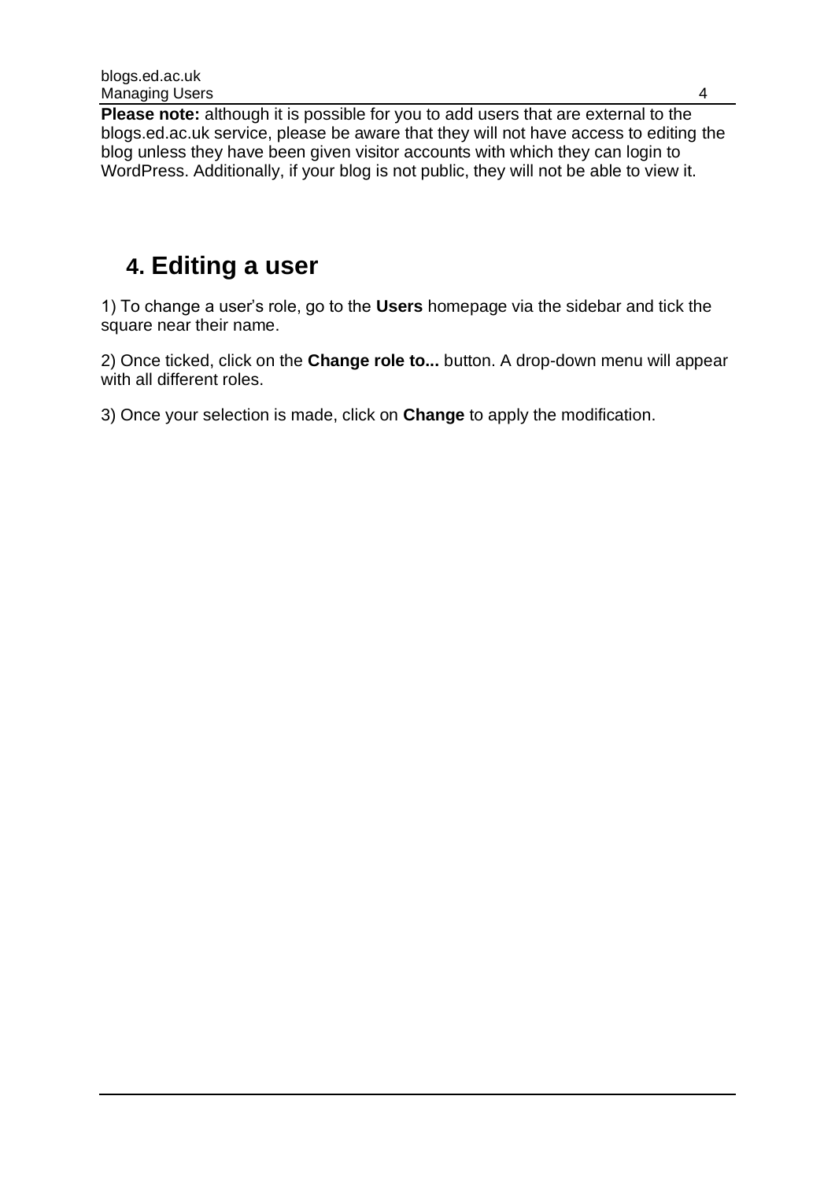**Please note:** although it is possible for you to add users that are external to the blogs.ed.ac.uk service, please be aware that they will not have access to editing the blog unless they have been given visitor accounts with which they can login to WordPress. Additionally, if your blog is not public, they will not be able to view it.

# 4. Editing a user

1) To change a user's role, go to the **Users** homepage via the sidebar and tick the square near their name.

2) Once ticked, click on the **Change role to...** button. A drop-down menu will appear with all different roles.

3) Once your selection is made, click on **Change** to apply the modification.